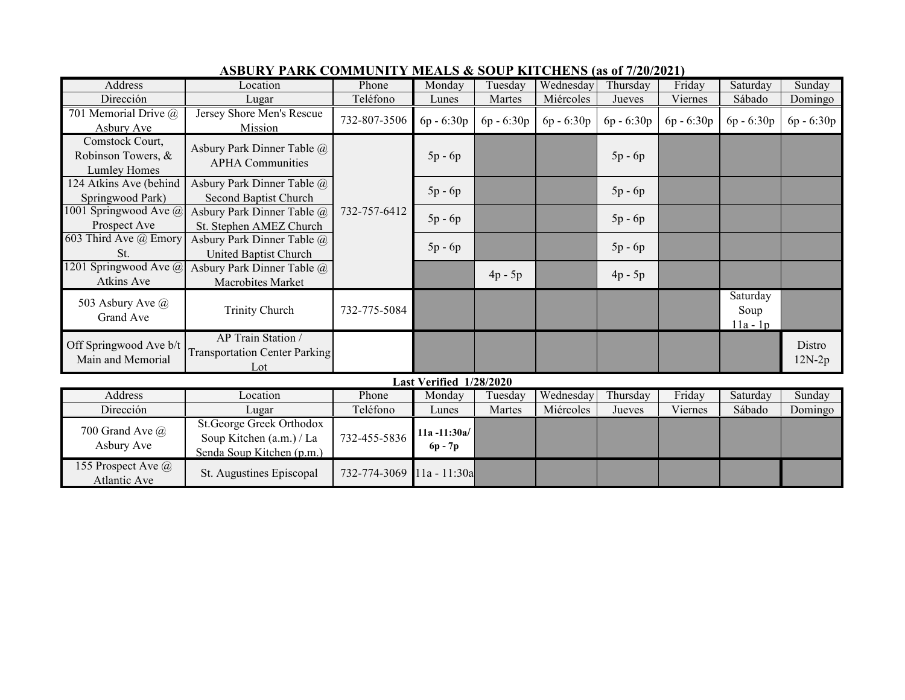## ASBURY PARK COMMUNITY MEALS & SOUP KITCHENS (as of 7/20/2021)

| Address | Location | Phone | Monday | Tuesday | Wednesday | Thursday | Friday | Saturday | Sunday |
|---|---|---|---|---|---|---|---|---|---|
| Dirección | Lugar | Teléfono | Lunes | Martes | Miércoles | Jueves | Viernes | Sábado | Domingo |
| 701 Memorial Drive @ Asbury Ave | Jersey Shore Men's Rescue Mission | 732-807-3506 | 6p - 6:30p | 6p - 6:30p | 6p - 6:30p | 6p - 6:30p | 6p - 6:30p | 6p - 6:30p | 6p - 6:30p |
| Comstock Court, Robinson Towers, & Lumley Homes | Asbury Park Dinner Table @ APHA Communities | 732-757-6412 | 5p - 6p | | | 5p - 6p | | | |
| 124 Atkins Ave (behind Springwood Park) | Asbury Park Dinner Table @ Second Baptist Church | 732-757-6412 | 5p - 6p | | | 5p - 6p | | | |
| 1001 Springwood Ave @ Prospect Ave | Asbury Park Dinner Table @ St. Stephen AMEZ Church | 732-757-6412 | 5p - 6p | | | 5p - 6p | | | |
| 603 Third Ave @ Emory St. | Asbury Park Dinner Table @ United Baptist Church | 732-757-6412 | 5p - 6p | | | 5p - 6p | | | |
| 1201 Springwood Ave @ Atkins Ave | Asbury Park Dinner Table @ Macrobites Market | 732-757-6412 | | 4p - 5p | | 4p - 5p | | | |
| 503 Asbury Ave @ Grand Ave | Trinity Church | 732-775-5084 | | | | | | Saturday Soup 11a - 1p | |
| Off Springwood Ave b/t Main and Memorial | AP Train Station / Transportation Center Parking Lot | | | | | | | | Distro 12N-2p |

**Last Verified 1/28/2020**

| Address | Location | Phone | Monday | Tuesday | Wednesday | Thursday | Friday | Saturday | Sunday |
|---|---|---|---|---|---|---|---|---|---|
| Dirección | Lugar | Teléfono | Lunes | Martes | Miércoles | Jueves | Viernes | Sábado | Domingo |
| 700 Grand Ave @ Asbury Ave | St.George Greek Orthodox Soup Kitchen (a.m.) / La Senda Soup Kitchen (p.m.) | 732-455-5836 | **11a -11:30a/ 6p - 7p** | | | | | | |
| 155 Prospect Ave @ Atlantic Ave | St. Augustines Episcopal | 732-774-3069 | 11a - 11:30a | | | | | | |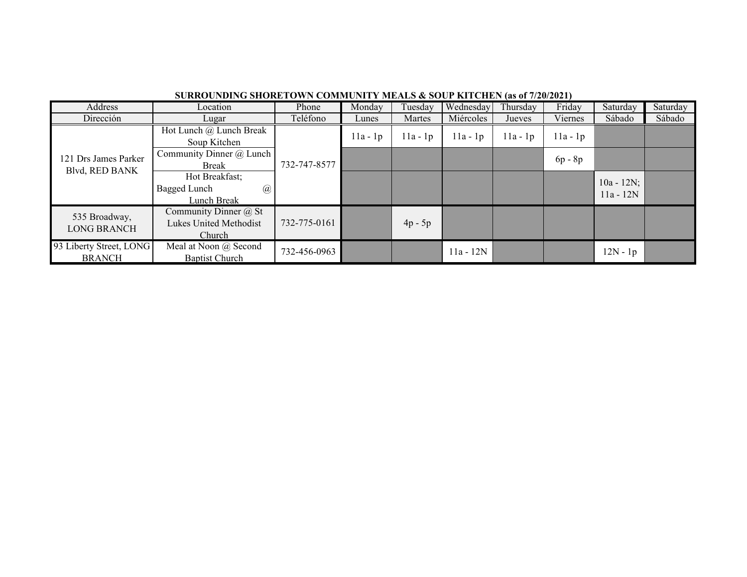**SURROUNDING SHORETOWN COMMUNITY MEALS & SOUP KITCHEN (as of 7/20/2021)**

| Address | Location | Phone | Monday | Tuesday | Wednesday | Thursday | Friday | Saturday | Saturday |
|---|---|---|---|---|---|---|---|---|---|
| Dirección | Lugar | Teléfono | Lunes | Martes | Miércoles | Jueves | Viernes | Sábado | Sábado |
| 121 Drs James Parker Blvd, RED BANK | Hot Lunch @ Lunch Break Soup Kitchen | 732-747-8577 | 11a - 1p | 11a - 1p | 11a - 1p | 11a - 1p | 11a - 1p | | |
| | Community Dinner @ Lunch Break | | | | | | 6p - 8p | | |
| | Hot Breakfast; Bagged Lunch @ Lunch Break | | | | | | | 10a - 12N; 11a - 12N | |
| 535 Broadway, LONG BRANCH | Community Dinner @ St Lukes United Methodist Church | 732-775-0161 | | 4p - 5p | | | | | |
| 93 Liberty Street, LONG BRANCH | Meal at Noon @ Second Baptist Church | 732-456-0963 | | | 11a - 12N | | | 12N - 1p | |